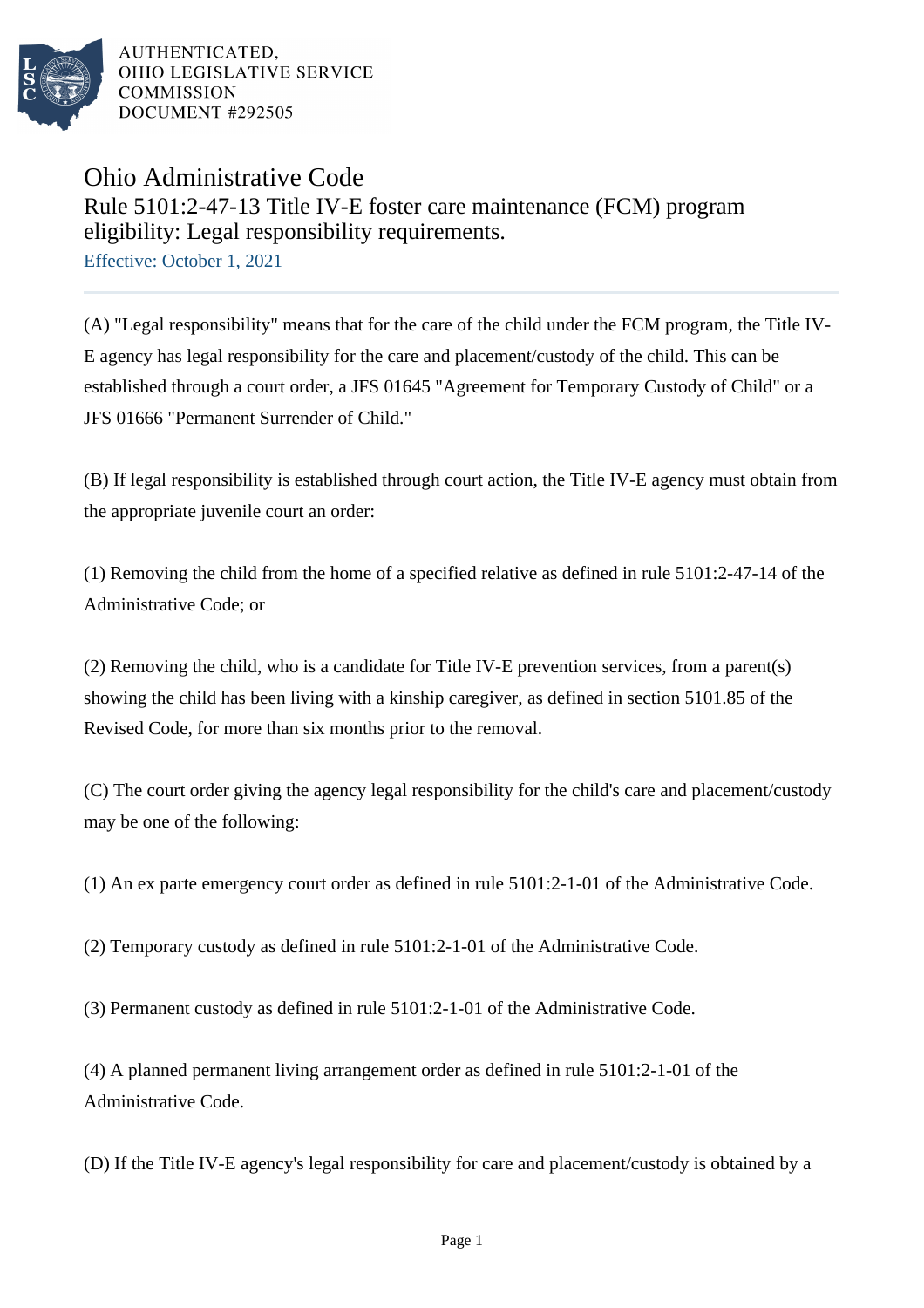AUTHENTICATED,
OHIO LEGISLATIVE SERVICE
COMMISSION
DOCUMENT #292505

# Ohio Administrative Code

## Rule 5101:2-47-13 Title IV-E foster care maintenance (FCM) program eligibility: Legal responsibility requirements.

Effective: October 1, 2021

(A) "Legal responsibility" means that for the care of the child under the FCM program, the Title IV-E agency has legal responsibility for the care and placement/custody of the child. This can be established through a court order, a JFS 01645 "Agreement for Temporary Custody of Child" or a JFS 01666 "Permanent Surrender of Child."

(B) If legal responsibility is established through court action, the Title IV-E agency must obtain from the appropriate juvenile court an order:

(1) Removing the child from the home of a specified relative as defined in rule 5101:2-47-14 of the Administrative Code; or

(2) Removing the child, who is a candidate for Title IV-E prevention services, from a parent(s) showing the child has been living with a kinship caregiver, as defined in section 5101.85 of the Revised Code, for more than six months prior to the removal.

(C) The court order giving the agency legal responsibility for the child's care and placement/custody may be one of the following:

(1) An ex parte emergency court order as defined in rule 5101:2-1-01 of the Administrative Code.

(2) Temporary custody as defined in rule 5101:2-1-01 of the Administrative Code.

(3) Permanent custody as defined in rule 5101:2-1-01 of the Administrative Code.

(4) A planned permanent living arrangement order as defined in rule 5101:2-1-01 of the Administrative Code.

(D) If the Title IV-E agency's legal responsibility for care and placement/custody is obtained by a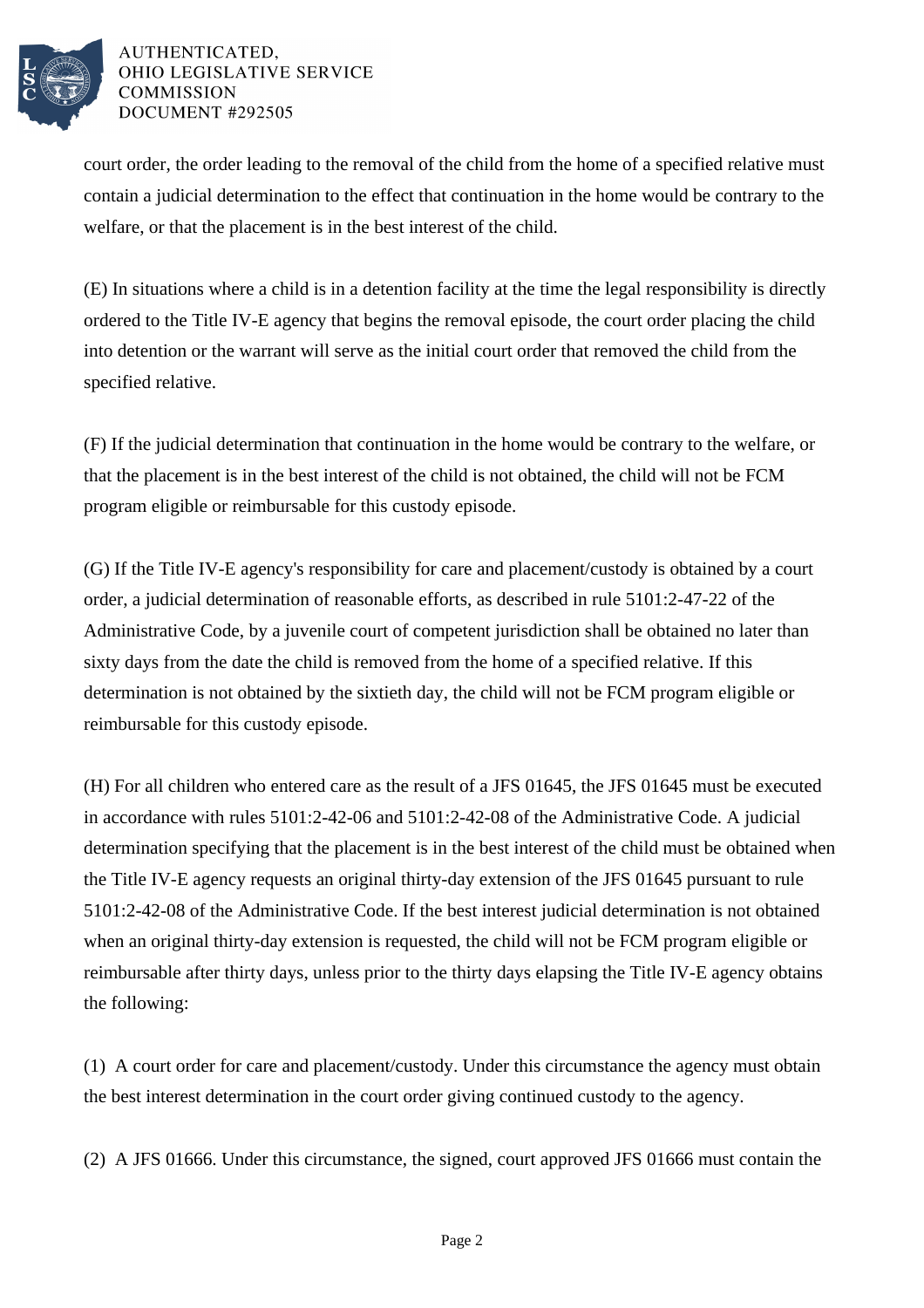court order, the order leading to the removal of the child from the home of a specified relative must contain a judicial determination to the effect that continuation in the home would be contrary to the welfare, or that the placement is in the best interest of the child.

(E) In situations where a child is in a detention facility at the time the legal responsibility is directly ordered to the Title IV-E agency that begins the removal episode, the court order placing the child into detention or the warrant will serve as the initial court order that removed the child from the specified relative.

(F) If the judicial determination that continuation in the home would be contrary to the welfare, or that the placement is in the best interest of the child is not obtained, the child will not be FCM program eligible or reimbursable for this custody episode.

(G) If the Title IV-E agency's responsibility for care and placement/custody is obtained by a court order, a judicial determination of reasonable efforts, as described in rule 5101:2-47-22 of the Administrative Code, by a juvenile court of competent jurisdiction shall be obtained no later than sixty days from the date the child is removed from the home of a specified relative. If this determination is not obtained by the sixtieth day, the child will not be FCM program eligible or reimbursable for this custody episode.

(H) For all children who entered care as the result of a JFS 01645, the JFS 01645 must be executed in accordance with rules 5101:2-42-06 and 5101:2-42-08 of the Administrative Code. A judicial determination specifying that the placement is in the best interest of the child must be obtained when the Title IV-E agency requests an original thirty-day extension of the JFS 01645 pursuant to rule 5101:2-42-08 of the Administrative Code. If the best interest judicial determination is not obtained when an original thirty-day extension is requested, the child will not be FCM program eligible or reimbursable after thirty days, unless prior to the thirty days elapsing the Title IV-E agency obtains the following:

(1) A court order for care and placement/custody. Under this circumstance the agency must obtain the best interest determination in the court order giving continued custody to the agency.

(2) A JFS 01666. Under this circumstance, the signed, court approved JFS 01666 must contain the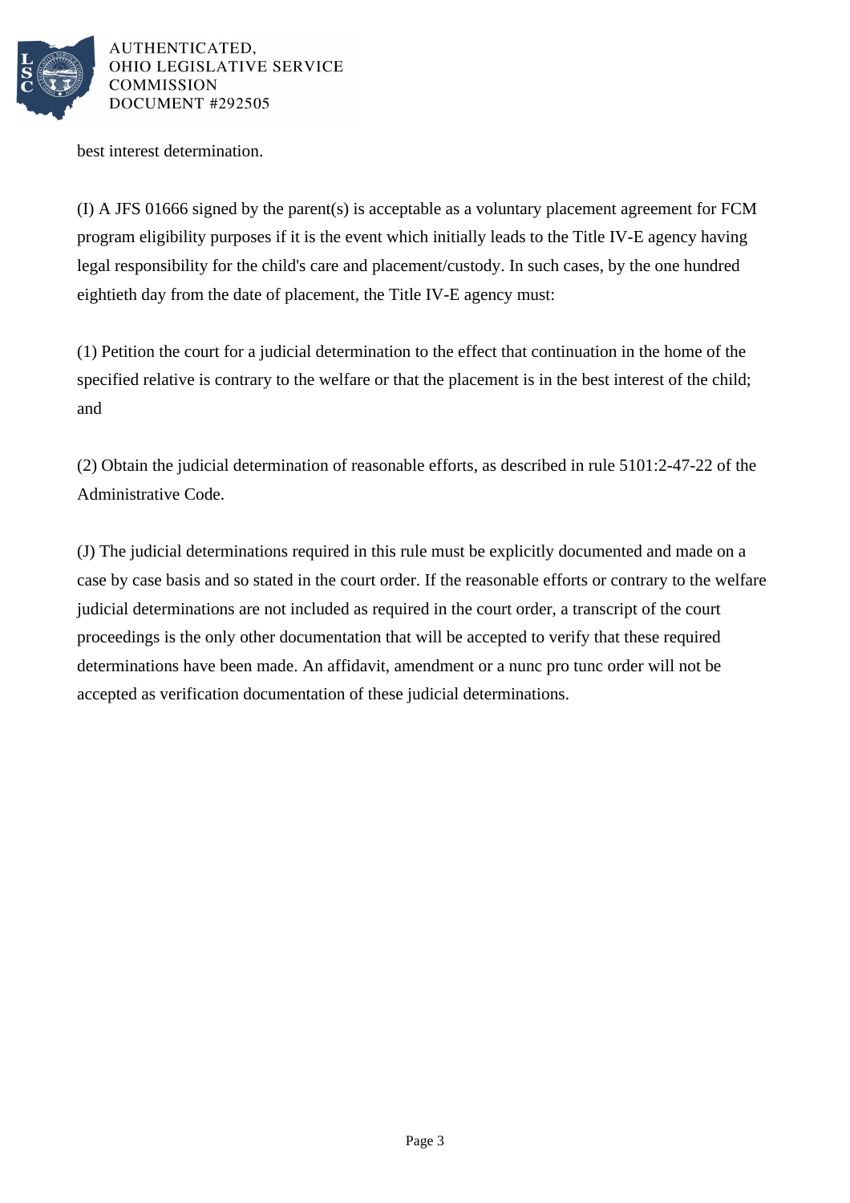best interest determination.

(I) A JFS 01666 signed by the parent(s) is acceptable as a voluntary placement agreement for FCM program eligibility purposes if it is the event which initially leads to the Title IV-E agency having legal responsibility for the child's care and placement/custody. In such cases, by the one hundred eightieth day from the date of placement, the Title IV-E agency must:

(1) Petition the court for a judicial determination to the effect that continuation in the home of the specified relative is contrary to the welfare or that the placement is in the best interest of the child; and

(2) Obtain the judicial determination of reasonable efforts, as described in rule 5101:2-47-22 of the Administrative Code.

(J) The judicial determinations required in this rule must be explicitly documented and made on a case by case basis and so stated in the court order. If the reasonable efforts or contrary to the welfare judicial determinations are not included as required in the court order, a transcript of the court proceedings is the only other documentation that will be accepted to verify that these required determinations have been made. An affidavit, amendment or a nunc pro tunc order will not be accepted as verification documentation of these judicial determinations.